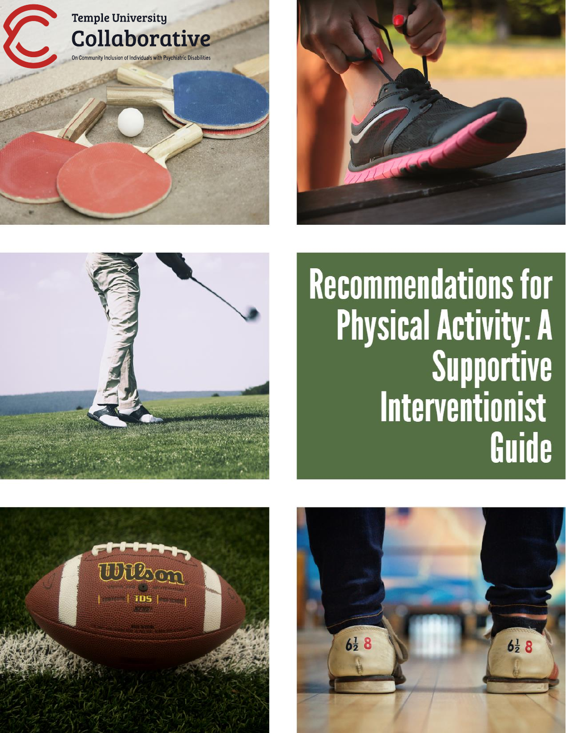Temple University

Collaborative

On Community Inclusion of Individuals with Psychiatric Disabilities

# Recommendations for Physical Activity: A Supportive Interventionist Guide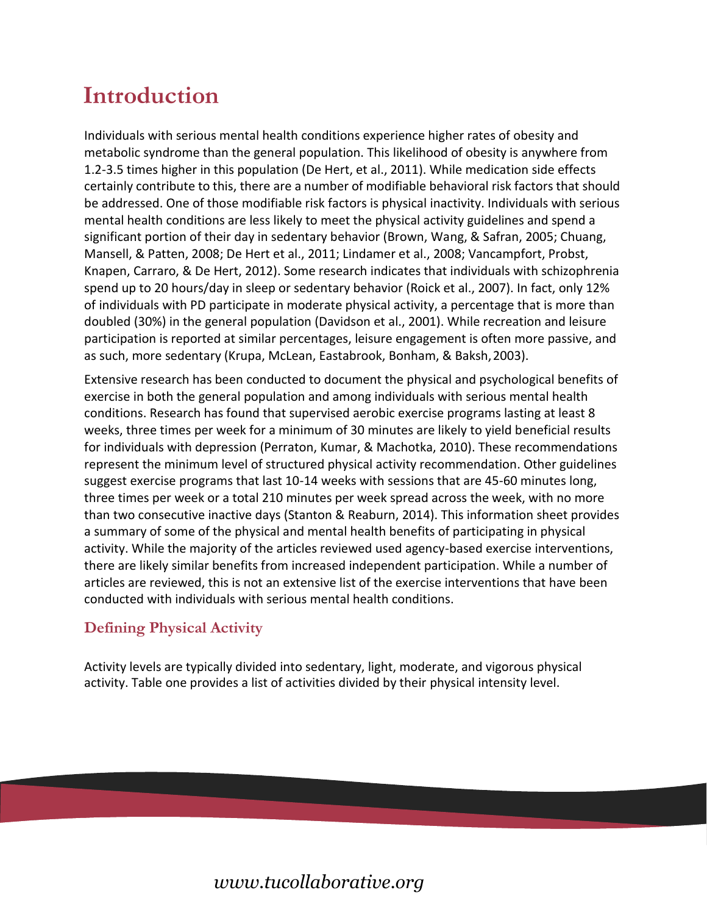# Introduction

Individuals with serious mental health conditions experience higher rates of obesity and metabolic syndrome than the general population. This likelihood of obesity is anywhere from 1.2-3.5 times higher in this population (De Hert, et al., 2011). While medication side effects certainly contribute to this, there are a number of modifiable behavioral risk factors that should be addressed. One of those modifiable risk factors is physical inactivity. Individuals with serious mental health conditions are less likely to meet the physical activity guidelines and spend a significant portion of their day in sedentary behavior (Brown, Wang, & Safran, 2005; Chuang, Mansell, & Patten, 2008; De Hert et al., 2011; Lindamer et al., 2008; Vancampfort, Probst, Knapen, Carraro, & De Hert, 2012). Some research indicates that individuals with schizophrenia spend up to 20 hours/day in sleep or sedentary behavior (Roick et al., 2007). In fact, only 12% of individuals with PD participate in moderate physical activity, a percentage that is more than doubled (30%) in the general population (Davidson et al., 2001). While recreation and leisure participation is reported at similar percentages, leisure engagement is often more passive, and as such, more sedentary (Krupa, McLean, Eastabrook, Bonham, & Baksh, 2003).

Extensive research has been conducted to document the physical and psychological benefits of exercise in both the general population and among individuals with serious mental health conditions. Research has found that supervised aerobic exercise programs lasting at least 8 weeks, three times per week for a minimum of 30 minutes are likely to yield beneficial results for individuals with depression (Perraton, Kumar, & Machotka, 2010). These recommendations represent the minimum level of structured physical activity recommendation. Other guidelines suggest exercise programs that last 10-14 weeks with sessions that are 45-60 minutes long, three times per week or a total 210 minutes per week spread across the week, with no more than two consecutive inactive days (Stanton & Reaburn, 2014). This information sheet provides a summary of some of the physical and mental health benefits of participating in physical activity. While the majority of the articles reviewed used agency-based exercise interventions, there are likely similar benefits from increased independent participation. While a number of articles are reviewed, this is not an extensive list of the exercise interventions that have been conducted with individuals with serious mental health conditions.

## Defining Physical Activity

Activity levels are typically divided into sedentary, light, moderate, and vigorous physical activity. Table one provides a list of activities divided by their physical intensity level.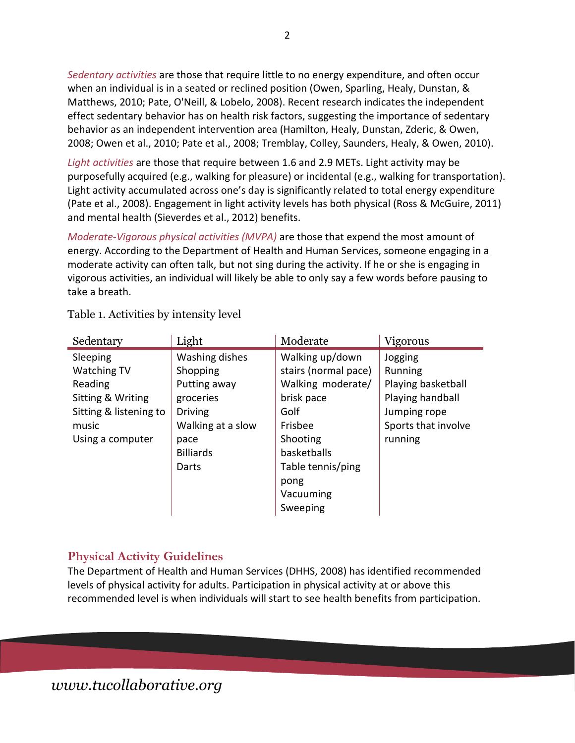*Sedentary activities* are those that require little to no energy expenditure, and often occur when an individual is in a seated or reclined position (Owen, Sparling, Healy, Dunstan, & Matthews, 2010; Pate, O'Neill, & Lobelo, 2008). Recent research indicates the independent effect sedentary behavior has on health risk factors, suggesting the importance of sedentary behavior as an independent intervention area (Hamilton, Healy, Dunstan, Zderic, & Owen, 2008; Owen et al., 2010; Pate et al., 2008; Tremblay, Colley, Saunders, Healy, & Owen, 2010).

*Light activities* are those that require between 1.6 and 2.9 METs. Light activity may be purposefully acquired (e.g., walking for pleasure) or incidental (e.g., walking for transportation). Light activity accumulated across one's day is significantly related to total energy expenditure (Pate et al., 2008). Engagement in light activity levels has both physical (Ross & McGuire, 2011) and mental health (Sieverdes et al., 2012) benefits.

*Moderate-Vigorous physical activities (MVPA)* are those that expend the most amount of energy. According to the Department of Health and Human Services, someone engaging in a moderate activity can often talk, but not sing during the activity. If he or she is engaging in vigorous activities, an individual will likely be able to only say a few words before pausing to take a breath.

Table 1. Activities by intensity level

| Sedentary | Light | Moderate | Vigorous |
|---|---|---|---|
| Sleeping | Washing dishes | Walking up/down stairs (normal pace) | Jogging |
| Watching TV | Shopping | Walking moderate/ brisk pace | Running |
| Reading | Putting away groceries | Golf | Playing basketball |
| Sitting & Writing | Driving | Frisbee | Playing handball |
| Sitting & listening to music | Walking at a slow pace | Shooting basketballs | Jumping rope |
| Using a computer | Billiards | Table tennis/ping pong | Sports that involve running |
| | Darts | Vacuuming | |
| | | Sweeping | |

## Physical Activity Guidelines

The Department of Health and Human Services (DHHS, 2008) has identified recommended levels of physical activity for adults. Participation in physical activity at or above this recommended level is when individuals will start to see health benefits from participation.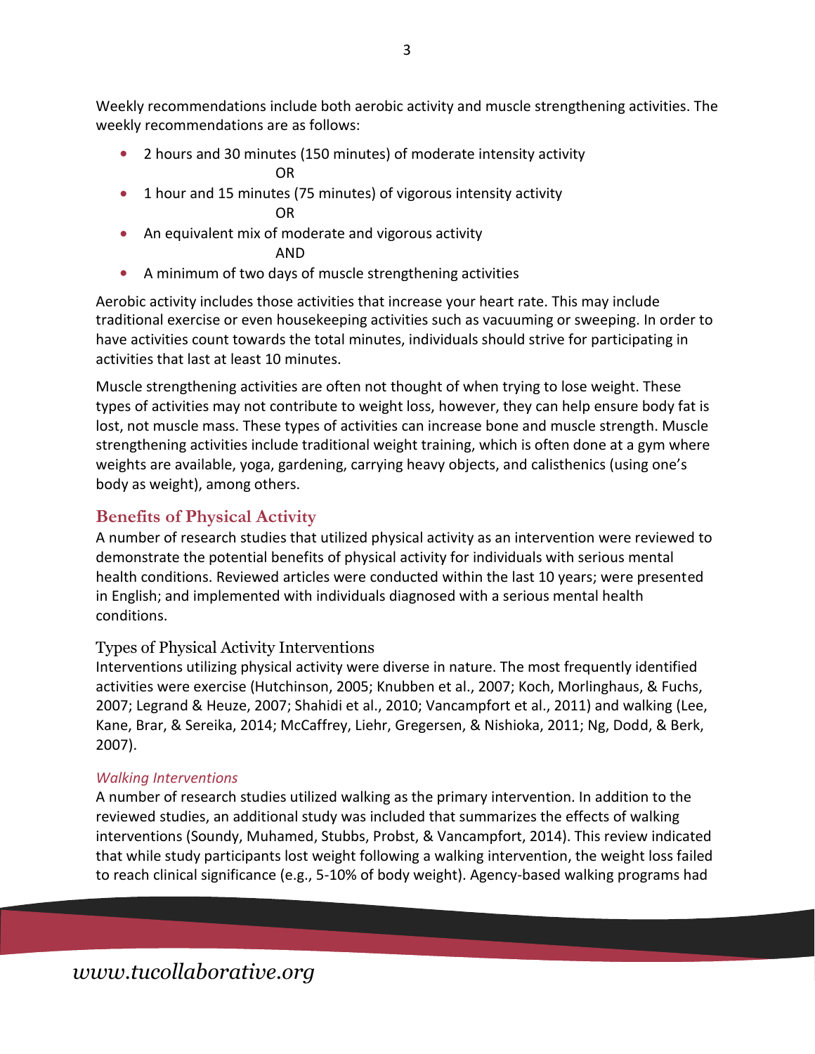Weekly recommendations include both aerobic activity and muscle strengthening activities. The weekly recommendations are as follows:

- 2 hours and 30 minutes (150 minutes) of moderate intensity activity

  OR

- 1 hour and 15 minutes (75 minutes) of vigorous intensity activity

  OR

- An equivalent mix of moderate and vigorous activity

  AND

- A minimum of two days of muscle strengthening activities

Aerobic activity includes those activities that increase your heart rate. This may include traditional exercise or even housekeeping activities such as vacuuming or sweeping. In order to have activities count towards the total minutes, individuals should strive for participating in activities that last at least 10 minutes.

Muscle strengthening activities are often not thought of when trying to lose weight. These types of activities may not contribute to weight loss, however, they can help ensure body fat is lost, not muscle mass. These types of activities can increase bone and muscle strength. Muscle strengthening activities include traditional weight training, which is often done at a gym where weights are available, yoga, gardening, carrying heavy objects, and calisthenics (using one's body as weight), among others.

## Benefits of Physical Activity

A number of research studies that utilized physical activity as an intervention were reviewed to demonstrate the potential benefits of physical activity for individuals with serious mental health conditions. Reviewed articles were conducted within the last 10 years; were presented in English; and implemented with individuals diagnosed with a serious mental health conditions.

### Types of Physical Activity Interventions

Interventions utilizing physical activity were diverse in nature. The most frequently identified activities were exercise (Hutchinson, 2005; Knubben et al., 2007; Koch, Morlinghaus, & Fuchs, 2007; Legrand & Heuze, 2007; Shahidi et al., 2010; Vancampfort et al., 2011) and walking (Lee, Kane, Brar, & Sereika, 2014; McCaffrey, Liehr, Gregersen, & Nishioka, 2011; Ng, Dodd, & Berk, 2007).

#### *Walking Interventions*

A number of research studies utilized walking as the primary intervention. In addition to the reviewed studies, an additional study was included that summarizes the effects of walking interventions (Soundy, Muhamed, Stubbs, Probst, & Vancampfort, 2014). This review indicated that while study participants lost weight following a walking intervention, the weight loss failed to reach clinical significance (e.g., 5-10% of body weight). Agency-based walking programs had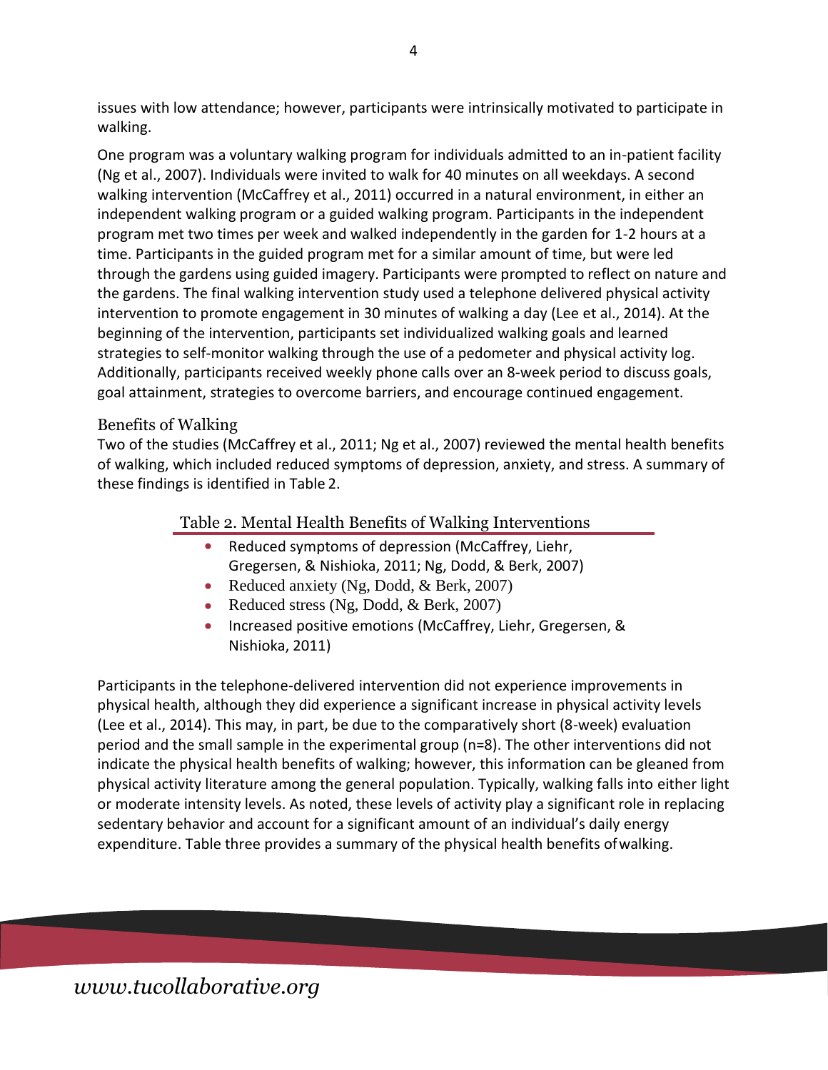issues with low attendance; however, participants were intrinsically motivated to participate in walking.

One program was a voluntary walking program for individuals admitted to an in-patient facility (Ng et al., 2007). Individuals were invited to walk for 40 minutes on all weekdays. A second walking intervention (McCaffrey et al., 2011) occurred in a natural environment, in either an independent walking program or a guided walking program. Participants in the independent program met two times per week and walked independently in the garden for 1-2 hours at a time. Participants in the guided program met for a similar amount of time, but were led through the gardens using guided imagery. Participants were prompted to reflect on nature and the gardens. The final walking intervention study used a telephone delivered physical activity intervention to promote engagement in 30 minutes of walking a day (Lee et al., 2014). At the beginning of the intervention, participants set individualized walking goals and learned strategies to self-monitor walking through the use of a pedometer and physical activity log. Additionally, participants received weekly phone calls over an 8-week period to discuss goals, goal attainment, strategies to overcome barriers, and encourage continued engagement.

## Benefits of Walking

Two of the studies (McCaffrey et al., 2011; Ng et al., 2007) reviewed the mental health benefits of walking, which included reduced symptoms of depression, anxiety, and stress. A summary of these findings is identified in Table 2.

### Table 2. Mental Health Benefits of Walking Interventions

- Reduced symptoms of depression (McCaffrey, Liehr, Gregersen, & Nishioka, 2011; Ng, Dodd, & Berk, 2007)
- Reduced anxiety (Ng, Dodd, & Berk, 2007)
- Reduced stress (Ng, Dodd, & Berk, 2007)
- Increased positive emotions (McCaffrey, Liehr, Gregersen, & Nishioka, 2011)

Participants in the telephone-delivered intervention did not experience improvements in physical health, although they did experience a significant increase in physical activity levels (Lee et al., 2014). This may, in part, be due to the comparatively short (8-week) evaluation period and the small sample in the experimental group (n=8). The other interventions did not indicate the physical health benefits of walking; however, this information can be gleaned from physical activity literature among the general population. Typically, walking falls into either light or moderate intensity levels. As noted, these levels of activity play a significant role in replacing sedentary behavior and account for a significant amount of an individual's daily energy expenditure. Table three provides a summary of the physical health benefits of walking.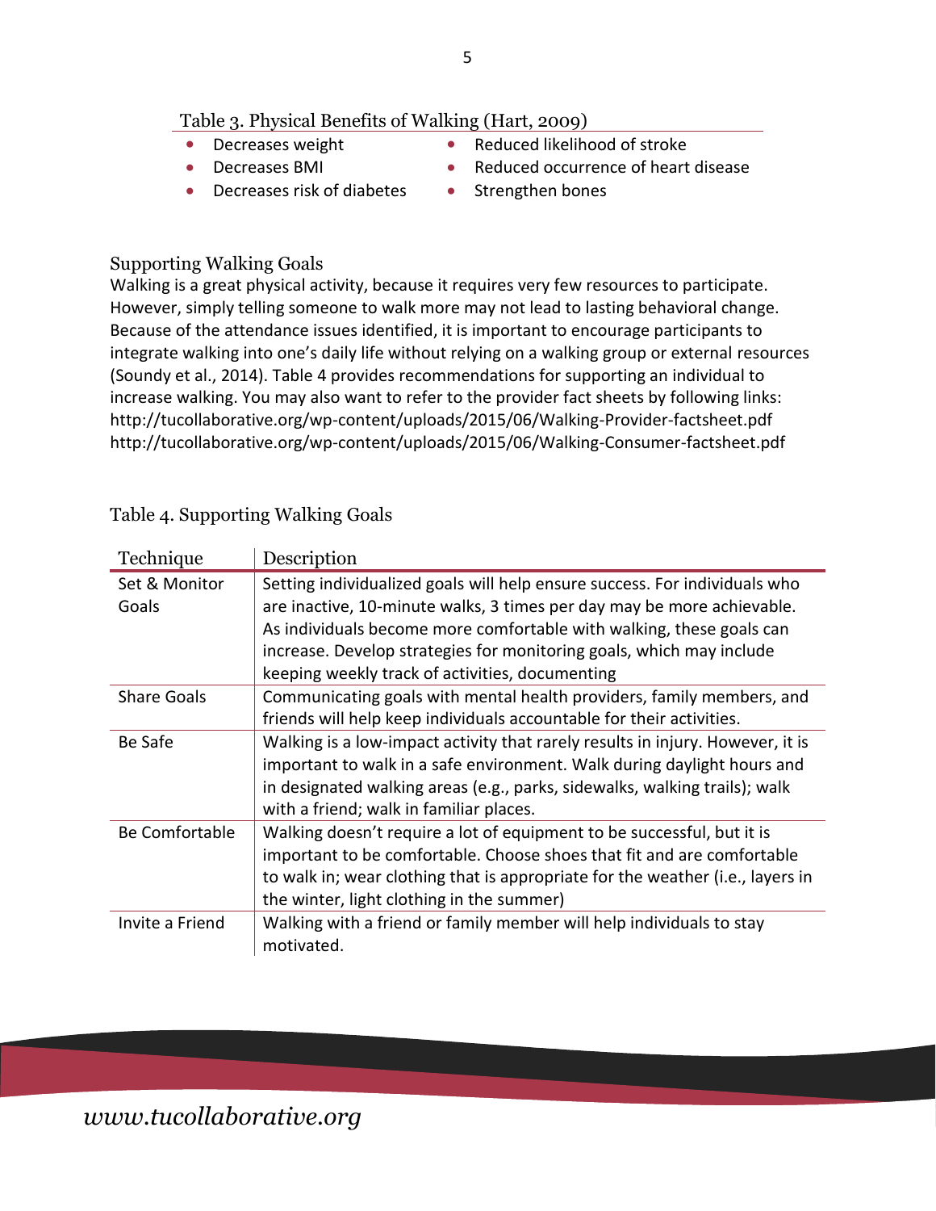Table 3. Physical Benefits of Walking (Hart, 2009)

- Decreases weight
- Decreases BMI
- Decreases risk of diabetes
- Reduced likelihood of stroke
- Reduced occurrence of heart disease
- Strengthen bones

## Supporting Walking Goals

Walking is a great physical activity, because it requires very few resources to participate. However, simply telling someone to walk more may not lead to lasting behavioral change. Because of the attendance issues identified, it is important to encourage participants to integrate walking into one's daily life without relying on a walking group or external resources (Soundy et al., 2014). Table 4 provides recommendations for supporting an individual to increase walking. You may also want to refer to the provider fact sheets by following links:
http://tucollaborative.org/wp-content/uploads/2015/06/Walking-Provider-factsheet.pdf
http://tucollaborative.org/wp-content/uploads/2015/06/Walking-Consumer-factsheet.pdf

Table 4. Supporting Walking Goals

| Technique | Description |
|---|---|
| Set & Monitor Goals | Setting individualized goals will help ensure success. For individuals who are inactive, 10-minute walks, 3 times per day may be more achievable. As individuals become more comfortable with walking, these goals can increase. Develop strategies for monitoring goals, which may include keeping weekly track of activities, documenting |
| Share Goals | Communicating goals with mental health providers, family members, and friends will help keep individuals accountable for their activities. |
| Be Safe | Walking is a low-impact activity that rarely results in injury. However, it is important to walk in a safe environment. Walk during daylight hours and in designated walking areas (e.g., parks, sidewalks, walking trails); walk with a friend; walk in familiar places. |
| Be Comfortable | Walking doesn't require a lot of equipment to be successful, but it is important to be comfortable. Choose shoes that fit and are comfortable to walk in; wear clothing that is appropriate for the weather (i.e., layers in the winter, light clothing in the summer) |
| Invite a Friend | Walking with a friend or family member will help individuals to stay motivated. |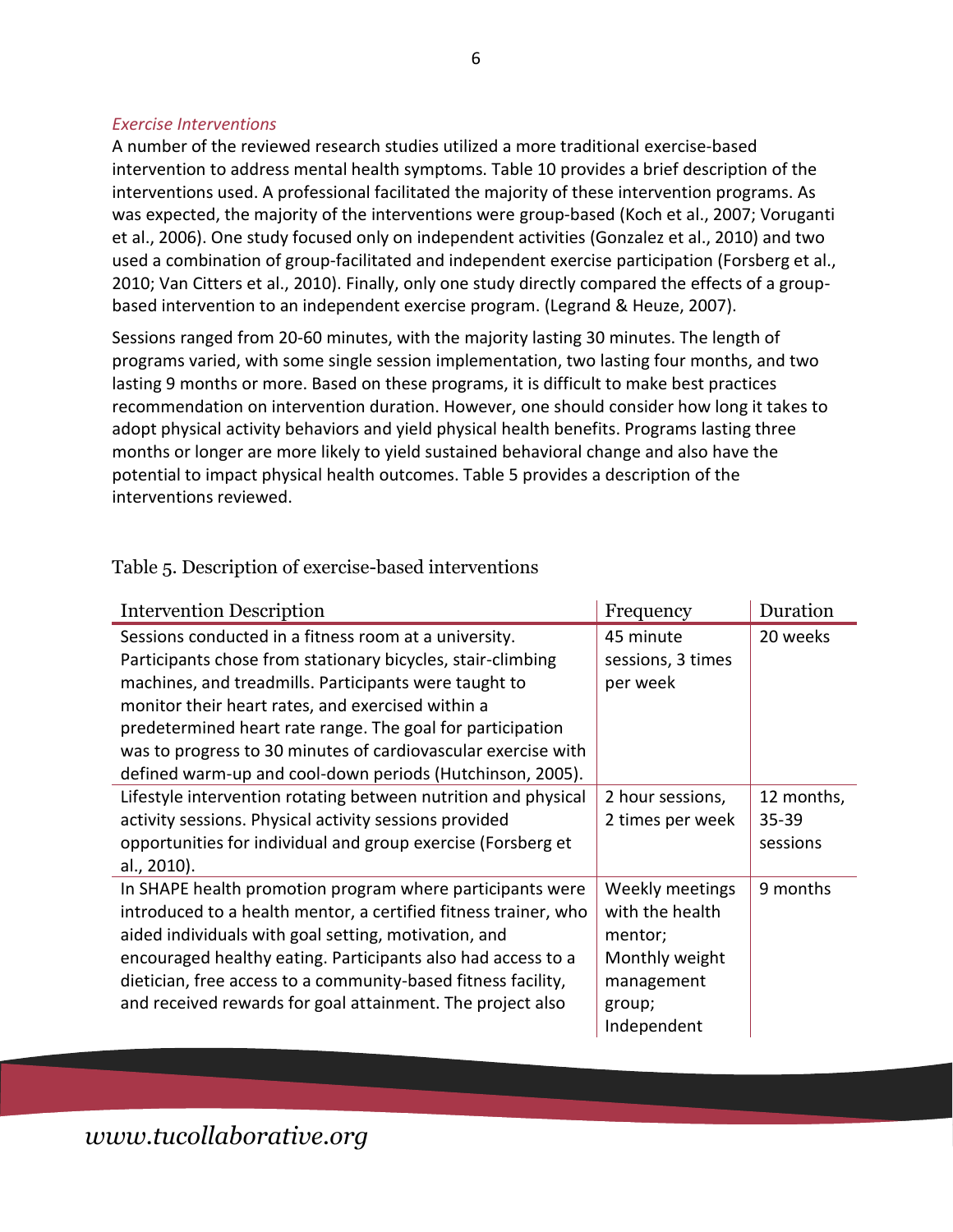*Exercise Interventions*

A number of the reviewed research studies utilized a more traditional exercise-based intervention to address mental health symptoms. Table 10 provides a brief description of the interventions used. A professional facilitated the majority of these intervention programs. As was expected, the majority of the interventions were group-based (Koch et al., 2007; Voruganti et al., 2006). One study focused only on independent activities (Gonzalez et al., 2010) and two used a combination of group-facilitated and independent exercise participation (Forsberg et al., 2010; Van Citters et al., 2010). Finally, only one study directly compared the effects of a group-based intervention to an independent exercise program. (Legrand & Heuze, 2007).

Sessions ranged from 20-60 minutes, with the majority lasting 30 minutes. The length of programs varied, with some single session implementation, two lasting four months, and two lasting 9 months or more. Based on these programs, it is difficult to make best practices recommendation on intervention duration. However, one should consider how long it takes to adopt physical activity behaviors and yield physical health benefits. Programs lasting three months or longer are more likely to yield sustained behavioral change and also have the potential to impact physical health outcomes. Table 5 provides a description of the interventions reviewed.

Table 5. Description of exercise-based interventions

| Intervention Description | Frequency | Duration |
|---|---|---|
| Sessions conducted in a fitness room at a university. Participants chose from stationary bicycles, stair-climbing machines, and treadmills. Participants were taught to monitor their heart rates, and exercised within a predetermined heart rate range. The goal for participation was to progress to 30 minutes of cardiovascular exercise with defined warm-up and cool-down periods (Hutchinson, 2005). | 45 minute sessions, 3 times per week | 20 weeks |
| Lifestyle intervention rotating between nutrition and physical activity sessions. Physical activity sessions provided opportunities for individual and group exercise (Forsberg et al., 2010). | 2 hour sessions, 2 times per week | 12 months, 35-39 sessions |
| In SHAPE health promotion program where participants were introduced to a health mentor, a certified fitness trainer, who aided individuals with goal setting, motivation, and encouraged healthy eating. Participants also had access to a dietician, free access to a community-based fitness facility, and received rewards for goal attainment. The project also | Weekly meetings with the health mentor; Monthly weight management group; Independent | 9 months |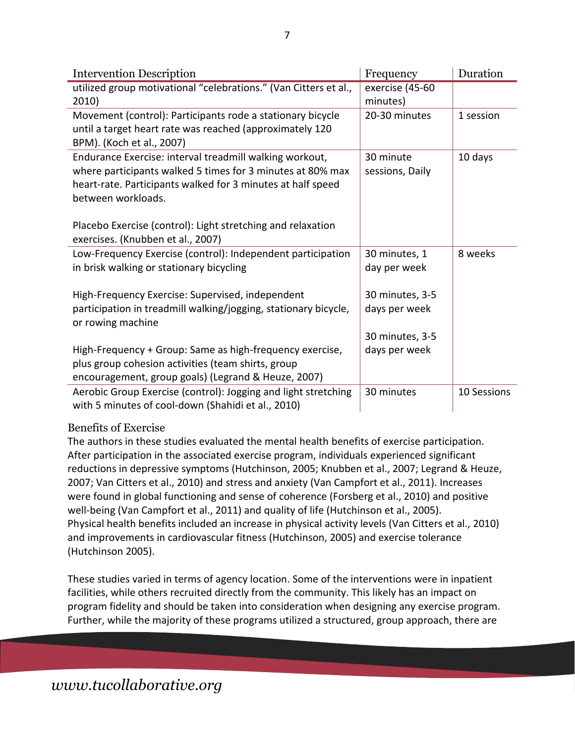| Intervention Description | Frequency | Duration |
|---|---|---|
| utilized group motivational "celebrations." (Van Citters et al., 2010) | exercise (45-60 minutes) | |
| Movement (control): Participants rode a stationary bicycle until a target heart rate was reached (approximately 120 BPM). (Koch et al., 2007) | 20-30 minutes | 1 session |
| Endurance Exercise: interval treadmill walking workout, where participants walked 5 times for 3 minutes at 80% max heart-rate. Participants walked for 3 minutes at half speed between workloads.<br><br>Placebo Exercise (control): Light stretching and relaxation exercises. (Knubben et al., 2007) | 30 minute sessions, Daily | 10 days |
| Low-Frequency Exercise (control): Independent participation in brisk walking or stationary bicycling<br><br>High-Frequency Exercise: Supervised, independent participation in treadmill walking/jogging, stationary bicycle, or rowing machine<br><br>High-Frequency + Group: Same as high-frequency exercise, plus group cohesion activities (team shirts, group encouragement, group goals) (Legrand & Heuze, 2007) | 30 minutes, 1 day per week<br><br>30 minutes, 3-5 days per week<br><br>30 minutes, 3-5 days per week | 8 weeks |
| Aerobic Group Exercise (control): Jogging and light stretching with 5 minutes of cool-down (Shahidi et al., 2010) | 30 minutes | 10 Sessions |

## Benefits of Exercise

The authors in these studies evaluated the mental health benefits of exercise participation. After participation in the associated exercise program, individuals experienced significant reductions in depressive symptoms (Hutchinson, 2005; Knubben et al., 2007; Legrand & Heuze, 2007; Van Citters et al., 2010) and stress and anxiety (Van Campfort et al., 2011). Increases were found in global functioning and sense of coherence (Forsberg et al., 2010) and positive well-being (Van Campfort et al., 2011) and quality of life (Hutchinson et al., 2005). Physical health benefits included an increase in physical activity levels (Van Citters et al., 2010) and improvements in cardiovascular fitness (Hutchinson, 2005) and exercise tolerance (Hutchinson 2005).

These studies varied in terms of agency location. Some of the interventions were in inpatient facilities, while others recruited directly from the community. This likely has an impact on program fidelity and should be taken into consideration when designing any exercise program. Further, while the majority of these programs utilized a structured, group approach, there are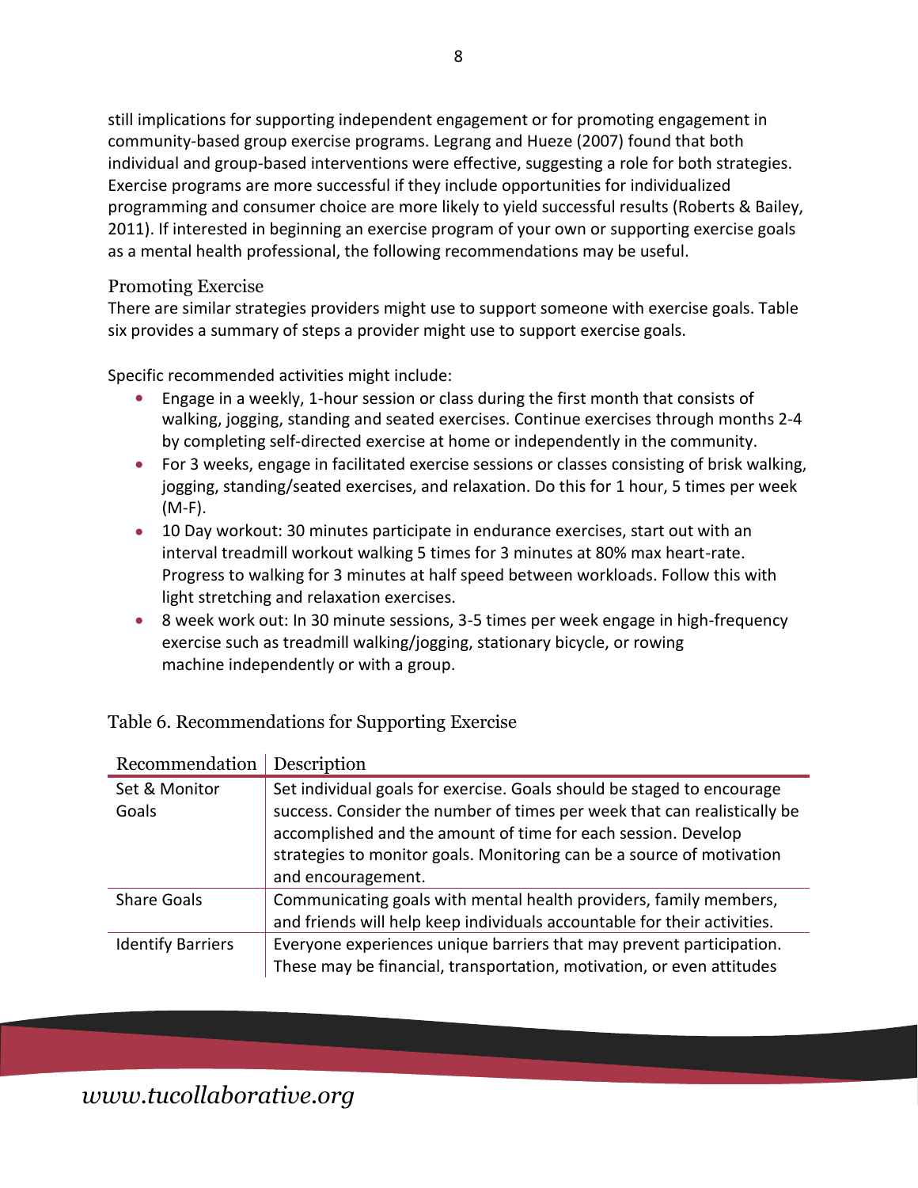still implications for supporting independent engagement or for promoting engagement in community-based group exercise programs. Legrang and Hueze (2007) found that both individual and group-based interventions were effective, suggesting a role for both strategies. Exercise programs are more successful if they include opportunities for individualized programming and consumer choice are more likely to yield successful results (Roberts & Bailey, 2011). If interested in beginning an exercise program of your own or supporting exercise goals as a mental health professional, the following recommendations may be useful.

### Promoting Exercise

There are similar strategies providers might use to support someone with exercise goals. Table six provides a summary of steps a provider might use to support exercise goals.

Specific recommended activities might include:

- Engage in a weekly, 1-hour session or class during the first month that consists of walking, jogging, standing and seated exercises. Continue exercises through months 2-4 by completing self-directed exercise at home or independently in the community.
- For 3 weeks, engage in facilitated exercise sessions or classes consisting of brisk walking, jogging, standing/seated exercises, and relaxation. Do this for 1 hour, 5 times per week (M-F).
- 10 Day workout: 30 minutes participate in endurance exercises, start out with an interval treadmill workout walking 5 times for 3 minutes at 80% max heart-rate. Progress to walking for 3 minutes at half speed between workloads. Follow this with light stretching and relaxation exercises.
- 8 week work out: In 30 minute sessions, 3-5 times per week engage in high-frequency exercise such as treadmill walking/jogging, stationary bicycle, or rowing machine independently or with a group.

Table 6. Recommendations for Supporting Exercise

| Recommendation | Description |
|---|---|
| Set & Monitor Goals | Set individual goals for exercise. Goals should be staged to encourage success. Consider the number of times per week that can realistically be accomplished and the amount of time for each session. Develop strategies to monitor goals. Monitoring can be a source of motivation and encouragement. |
| Share Goals | Communicating goals with mental health providers, family members, and friends will help keep individuals accountable for their activities. |
| Identify Barriers | Everyone experiences unique barriers that may prevent participation. These may be financial, transportation, motivation, or even attitudes |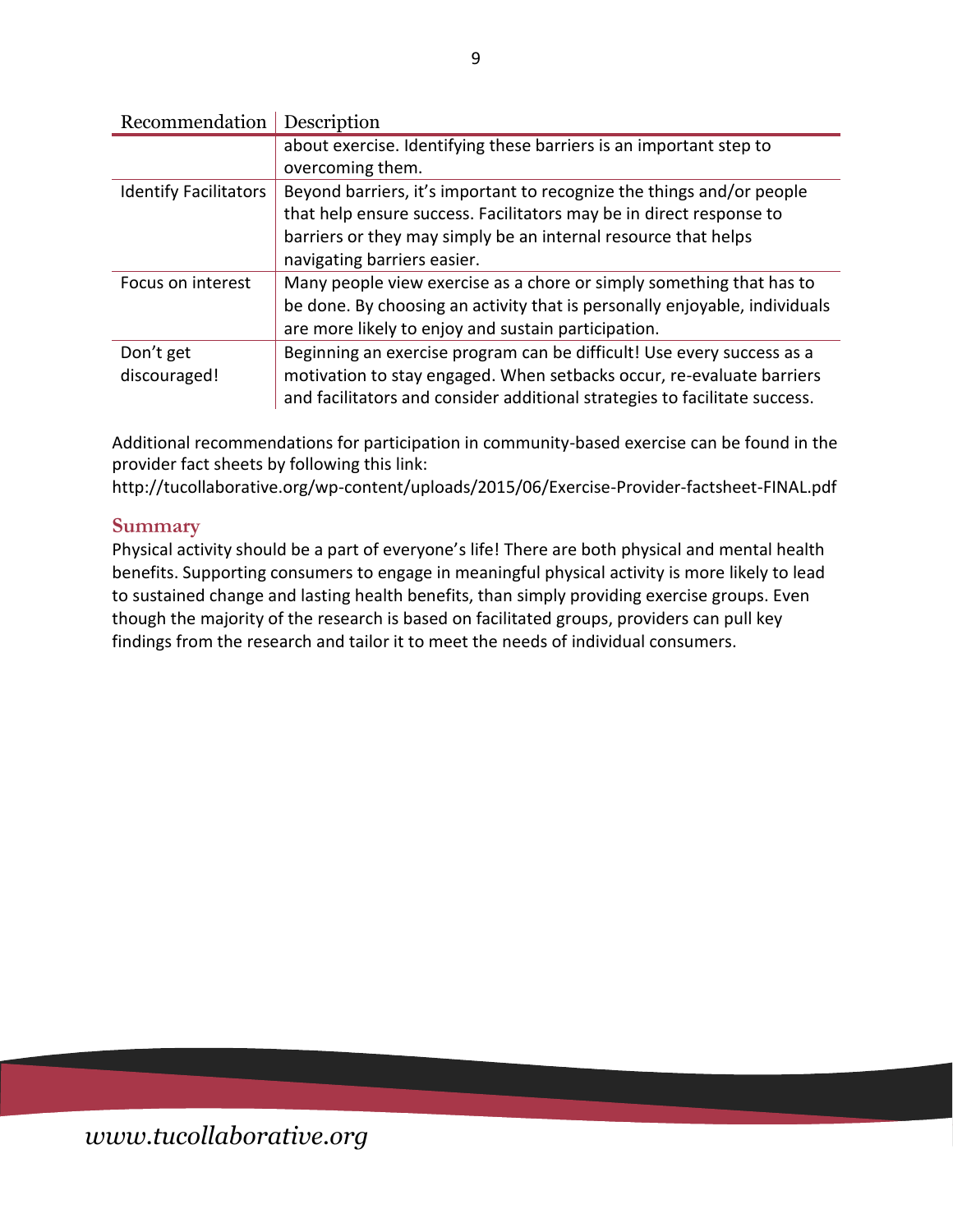| Recommendation | Description |
|---|---|
| | about exercise. Identifying these barriers is an important step to overcoming them. |
| Identify Facilitators | Beyond barriers, it's important to recognize the things and/or people that help ensure success. Facilitators may be in direct response to barriers or they may simply be an internal resource that helps navigating barriers easier. |
| Focus on interest | Many people view exercise as a chore or simply something that has to be done. By choosing an activity that is personally enjoyable, individuals are more likely to enjoy and sustain participation. |
| Don't get discouraged! | Beginning an exercise program can be difficult! Use every success as a motivation to stay engaged. When setbacks occur, re-evaluate barriers and facilitators and consider additional strategies to facilitate success. |

Additional recommendations for participation in community-based exercise can be found in the provider fact sheets by following this link:
http://tucollaborative.org/wp-content/uploads/2015/06/Exercise-Provider-factsheet-FINAL.pdf

## Summary

Physical activity should be a part of everyone's life! There are both physical and mental health benefits. Supporting consumers to engage in meaningful physical activity is more likely to lead to sustained change and lasting health benefits, than simply providing exercise groups. Even though the majority of the research is based on facilitated groups, providers can pull key findings from the research and tailor it to meet the needs of individual consumers.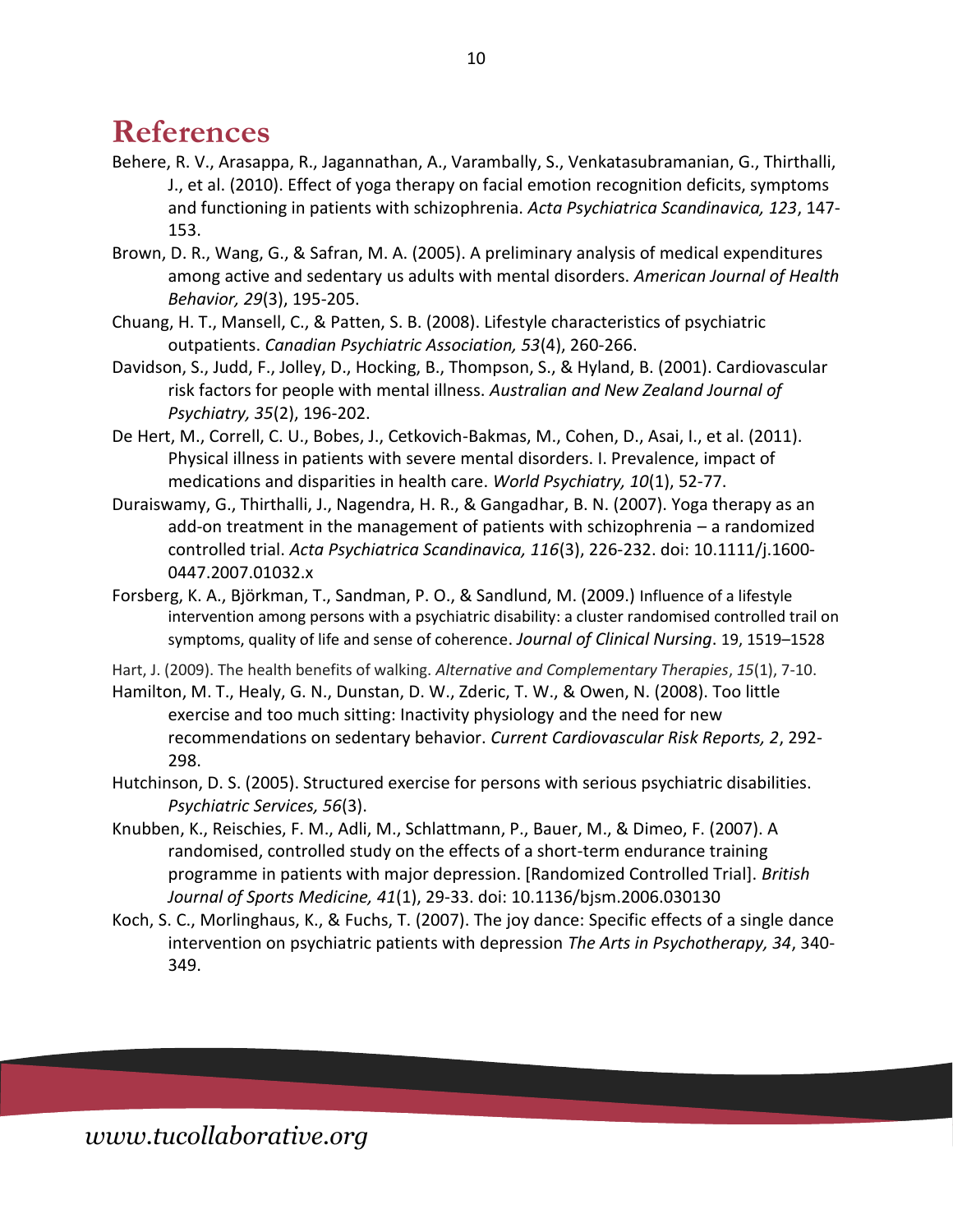# References

Behere, R. V., Arasappa, R., Jagannathan, A., Varambally, S., Venkatasubramanian, G., Thirthalli, J., et al. (2010). Effect of yoga therapy on facial emotion recognition deficits, symptoms and functioning in patients with schizophrenia. *Acta Psychiatrica Scandinavica, 123*, 147-153.

Brown, D. R., Wang, G., & Safran, M. A. (2005). A preliminary analysis of medical expenditures among active and sedentary us adults with mental disorders. *American Journal of Health Behavior, 29*(3), 195-205.

Chuang, H. T., Mansell, C., & Patten, S. B. (2008). Lifestyle characteristics of psychiatric outpatients. *Canadian Psychiatric Association, 53*(4), 260-266.

Davidson, S., Judd, F., Jolley, D., Hocking, B., Thompson, S., & Hyland, B. (2001). Cardiovascular risk factors for people with mental illness. *Australian and New Zealand Journal of Psychiatry, 35*(2), 196-202.

De Hert, M., Correll, C. U., Bobes, J., Cetkovich-Bakmas, M., Cohen, D., Asai, I., et al. (2011). Physical illness in patients with severe mental disorders. I. Prevalence, impact of medications and disparities in health care. *World Psychiatry, 10*(1), 52-77.

Duraiswamy, G., Thirthalli, J., Nagendra, H. R., & Gangadhar, B. N. (2007). Yoga therapy as an add-on treatment in the management of patients with schizophrenia – a randomized controlled trial. *Acta Psychiatrica Scandinavica, 116*(3), 226-232. doi: 10.1111/j.1600-0447.2007.01032.x

Forsberg, K. A., Björkman, T., Sandman, P. O., & Sandlund, M. (2009.) Influence of a lifestyle intervention among persons with a psychiatric disability: a cluster randomised controlled trail on symptoms, quality of life and sense of coherence. *Journal of Clinical Nursing*. 19, 1519–1528

Hart, J. (2009). The health benefits of walking. *Alternative and Complementary Therapies*, *15*(1), 7-10.

Hamilton, M. T., Healy, G. N., Dunstan, D. W., Zderic, T. W., & Owen, N. (2008). Too little exercise and too much sitting: Inactivity physiology and the need for new recommendations on sedentary behavior. *Current Cardiovascular Risk Reports, 2*, 292-298.

Hutchinson, D. S. (2005). Structured exercise for persons with serious psychiatric disabilities. *Psychiatric Services, 56*(3).

Knubben, K., Reischies, F. M., Adli, M., Schlattmann, P., Bauer, M., & Dimeo, F. (2007). A randomised, controlled study on the effects of a short-term endurance training programme in patients with major depression. [Randomized Controlled Trial]. *British Journal of Sports Medicine, 41*(1), 29-33. doi: 10.1136/bjsm.2006.030130

Koch, S. C., Morlinghaus, K., & Fuchs, T. (2007). The joy dance: Specific effects of a single dance intervention on psychiatric patients with depression *The Arts in Psychotherapy, 34*, 340-349.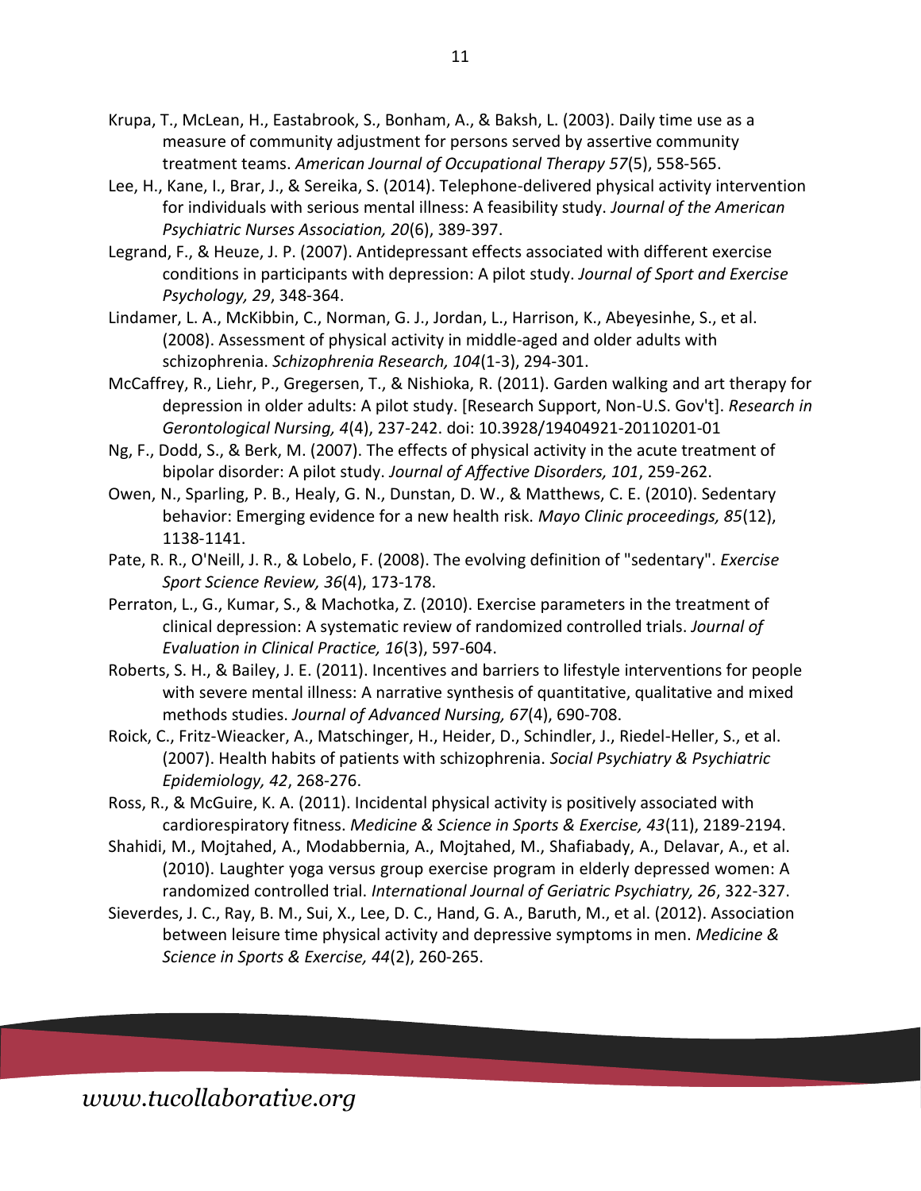Krupa, T., McLean, H., Eastabrook, S., Bonham, A., & Baksh, L. (2003). Daily time use as a measure of community adjustment for persons served by assertive community treatment teams. *American Journal of Occupational Therapy 57*(5), 558-565.

Lee, H., Kane, I., Brar, J., & Sereika, S. (2014). Telephone-delivered physical activity intervention for individuals with serious mental illness: A feasibility study. *Journal of the American Psychiatric Nurses Association, 20*(6), 389-397.

Legrand, F., & Heuze, J. P. (2007). Antidepressant effects associated with different exercise conditions in participants with depression: A pilot study. *Journal of Sport and Exercise Psychology, 29*, 348-364.

Lindamer, L. A., McKibbin, C., Norman, G. J., Jordan, L., Harrison, K., Abeyesinhe, S., et al. (2008). Assessment of physical activity in middle-aged and older adults with schizophrenia. *Schizophrenia Research, 104*(1-3), 294-301.

McCaffrey, R., Liehr, P., Gregersen, T., & Nishioka, R. (2011). Garden walking and art therapy for depression in older adults: A pilot study. [Research Support, Non-U.S. Gov't]. *Research in Gerontological Nursing, 4*(4), 237-242. doi: 10.3928/19404921-20110201-01

Ng, F., Dodd, S., & Berk, M. (2007). The effects of physical activity in the acute treatment of bipolar disorder: A pilot study. *Journal of Affective Disorders, 101*, 259-262.

Owen, N., Sparling, P. B., Healy, G. N., Dunstan, D. W., & Matthews, C. E. (2010). Sedentary behavior: Emerging evidence for a new health risk. *Mayo Clinic proceedings, 85*(12), 1138-1141.

Pate, R. R., O'Neill, J. R., & Lobelo, F. (2008). The evolving definition of "sedentary". *Exercise Sport Science Review, 36*(4), 173-178.

Perraton, L., G., Kumar, S., & Machotka, Z. (2010). Exercise parameters in the treatment of clinical depression: A systematic review of randomized controlled trials. *Journal of Evaluation in Clinical Practice, 16*(3), 597-604.

Roberts, S. H., & Bailey, J. E. (2011). Incentives and barriers to lifestyle interventions for people with severe mental illness: A narrative synthesis of quantitative, qualitative and mixed methods studies. *Journal of Advanced Nursing, 67*(4), 690-708.

Roick, C., Fritz-Wieacker, A., Matschinger, H., Heider, D., Schindler, J., Riedel-Heller, S., et al. (2007). Health habits of patients with schizophrenia. *Social Psychiatry & Psychiatric Epidemiology, 42*, 268-276.

Ross, R., & McGuire, K. A. (2011). Incidental physical activity is positively associated with cardiorespiratory fitness. *Medicine & Science in Sports & Exercise, 43*(11), 2189-2194.

Shahidi, M., Mojtahed, A., Modabbernia, A., Mojtahed, M., Shafiabady, A., Delavar, A., et al. (2010). Laughter yoga versus group exercise program in elderly depressed women: A randomized controlled trial. *International Journal of Geriatric Psychiatry, 26*, 322-327.

Sieverdes, J. C., Ray, B. M., Sui, X., Lee, D. C., Hand, G. A., Baruth, M., et al. (2012). Association between leisure time physical activity and depressive symptoms in men. *Medicine & Science in Sports & Exercise, 44*(2), 260-265.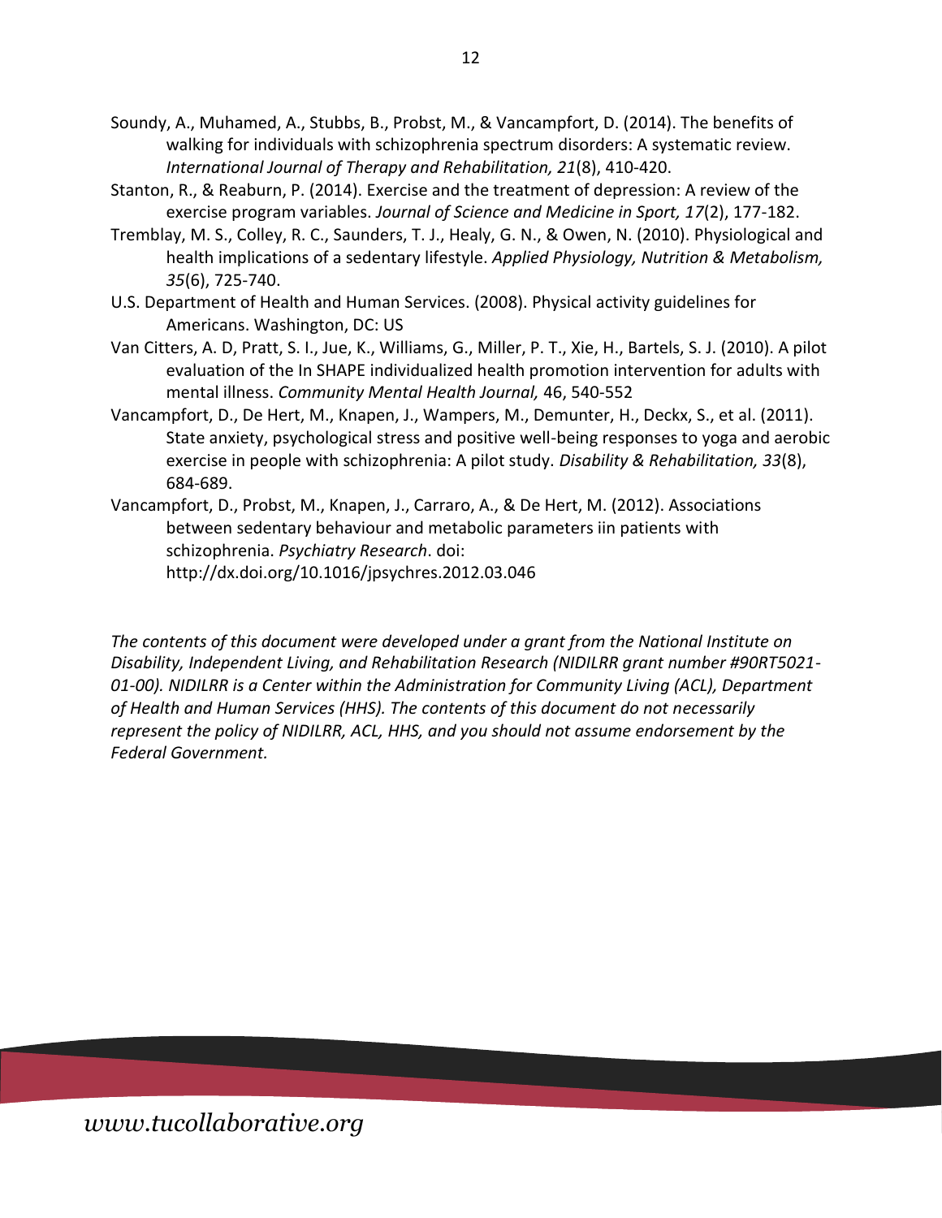Soundy, A., Muhamed, A., Stubbs, B., Probst, M., & Vancampfort, D. (2014). The benefits of walking for individuals with schizophrenia spectrum disorders: A systematic review. *International Journal of Therapy and Rehabilitation, 21*(8), 410-420.

Stanton, R., & Reaburn, P. (2014). Exercise and the treatment of depression: A review of the exercise program variables. *Journal of Science and Medicine in Sport, 17*(2), 177-182.

Tremblay, M. S., Colley, R. C., Saunders, T. J., Healy, G. N., & Owen, N. (2010). Physiological and health implications of a sedentary lifestyle. *Applied Physiology, Nutrition & Metabolism, 35*(6), 725-740.

U.S. Department of Health and Human Services. (2008). Physical activity guidelines for Americans. Washington, DC: US

Van Citters, A. D, Pratt, S. I., Jue, K., Williams, G., Miller, P. T., Xie, H., Bartels, S. J. (2010). A pilot evaluation of the In SHAPE individualized health promotion intervention for adults with mental illness. *Community Mental Health Journal,* 46, 540-552

Vancampfort, D., De Hert, M., Knapen, J., Wampers, M., Demunter, H., Deckx, S., et al. (2011). State anxiety, psychological stress and positive well-being responses to yoga and aerobic exercise in people with schizophrenia: A pilot study. *Disability & Rehabilitation, 33*(8), 684-689.

Vancampfort, D., Probst, M., Knapen, J., Carraro, A., & De Hert, M. (2012). Associations between sedentary behaviour and metabolic parameters iin patients with schizophrenia. *Psychiatry Research*. doi: http://dx.doi.org/10.1016/jpsychres.2012.03.046

*The contents of this document were developed under a grant from the National Institute on Disability, Independent Living, and Rehabilitation Research (NIDILRR grant number #90RT5021-01-00). NIDILRR is a Center within the Administration for Community Living (ACL), Department of Health and Human Services (HHS). The contents of this document do not necessarily represent the policy of NIDILRR, ACL, HHS, and you should not assume endorsement by the Federal Government.*